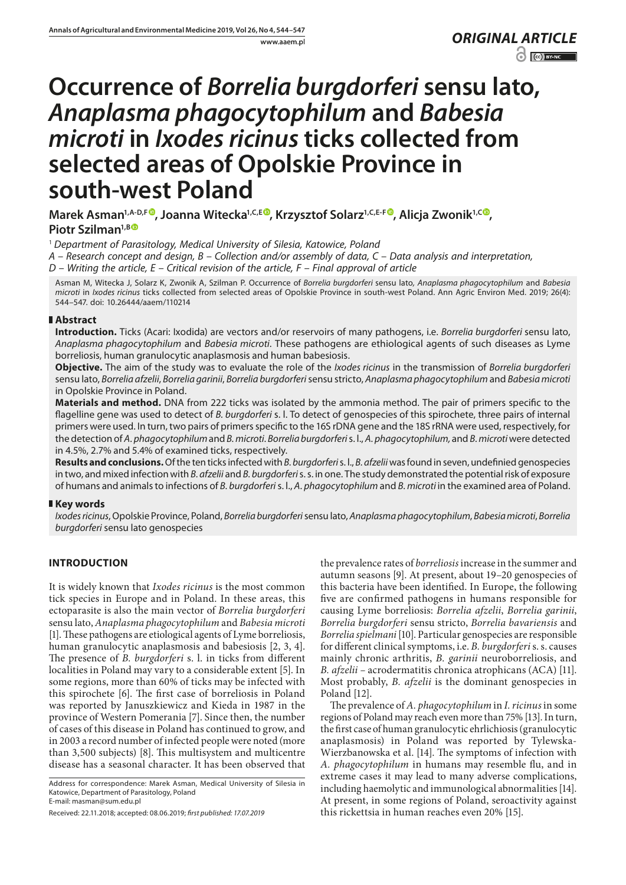ORIGINAL ARTICLE

# Occurrence of *Borrelia burgdorferi* sensu lato, *Anaplasma phagocytophilum* and *Babesia microti* in *Ixodes ricinus* ticks collected from selected areas of Opolskie Province in south-west Poland

**Marek Asman[1,A-D,F], Joanna Witecka[1,C,E], Krzysztof Solarz[1,C,E-F], Alicja Zwonik[1,C], Piotr Szilman[1,B]**

[1] *Department of Parasitology, Medical University of Silesia, Katowice, Poland*

*A – Research concept and design, B – Collection and/or assembly of data, C – Data analysis and interpretation, D – Writing the article, E – Critical revision of the article, F – Final approval of article*

Asman M, Witecka J, Solarz K, Zwonik A, Szilman P. Occurrence of *Borrelia burgdorferi* sensu lato, *Anaplasma phagocytophilum* and *Babesia microti* in *Ixodes ricinus* ticks collected from selected areas of Opolskie Province in south-west Poland. Ann Agric Environ Med. 2019; 26(4): 544–547. doi: 10.26444/aaem/110214

## Abstract

**Introduction.** Ticks (Acari: Ixodida) are vectors and/or reservoirs of many pathogens, i.e. *Borrelia burgdorferi* sensu lato, *Anaplasma phagocytophilum* and *Babesia microti*. These pathogens are ethiological agents of such diseases as Lyme borreliosis, human granulocytic anaplasmosis and human babesiosis.

**Objective.** The aim of the study was to evaluate the role of the *Ixodes ricinus* in the transmission of *Borrelia burgdorferi* sensu lato, *Borrelia afzelii*, *Borrelia garinii*, *Borrelia burgdorferi* sensu stricto, *Anaplasma phagocytophilum* and *Babesia microti* in Opolskie Province in Poland.

**Materials and method.** DNA from 222 ticks was isolated by the ammonia method. The pair of primers specific to the flagelline gene was used to detect of *B. burgdorferi* s. l. To detect of genospecies of this spirochete, three pairs of internal primers were used. In turn, two pairs of primers specific to the 16S rDNA gene and the 18S rRNA were used, respectively, for the detection of *A. phagocytophilum* and *B. microti*. *Borrelia burgdorferi* s. l., *A. phagocytophilum,* and *B. microti* were detected in 4.5%, 2.7% and 5.4% of examined ticks, respectively.

**Results and conclusions.** Of the ten ticks infected with *B. burgdorferi* s. l., *B. afzelii* was found in seven, undefinied genospecies in two, and mixed infection with *B. afzelii* and *B. burgdorferi* s. s. in one. The study demonstrated the potential risk of exposure of humans and animals to infections of *B. burgdorferi* s. l., *A. phagocytophilum* and *B. microti* in the examined area of Poland.

## Key words

*Ixodes ricinus*, Opolskie Province, Poland, *Borrelia burgdorferi* sensu lato, *Anaplasma phagocytophilum*, *Babesia microti*, *Borrelia burgdorferi* sensu lato genospecies

## INTRODUCTION

It is widely known that *Ixodes ricinus* is the most common tick species in Europe and in Poland. In these areas, this ectoparasite is also the main vector of *Borrelia burgdorferi* sensu lato, *Anaplasma phagocytophilum* and *Babesia microti* [1]. These pathogens are etiological agents of Lyme borreliosis, human granulocytic anaplasmosis and babesiosis [2, 3, 4]. The presence of *B. burgdorferi* s. l. in ticks from different localities in Poland may vary to a considerable extent [5]. In some regions, more than 60% of ticks may be infected with this spirochete [6]. The first case of borreliosis in Poland was reported by Januszkiewicz and Kieda in 1987 in the province of Western Pomerania [7]. Since then, the number of cases of this disease in Poland has continued to grow, and in 2003 a record number of infected people were noted (more than 3,500 subjects) [8]. This multisystem and multicentre disease has a seasonal character. It has been observed that the prevalence rates of *borreliosis* increase in the summer and autumn seasons [9]. At present, about 19–20 genospecies of this bacteria have been identified. In Europe, the following five are confirmed pathogens in humans responsible for causing Lyme borreliosis: *Borrelia afzelii*, *Borrelia garinii*, *Borrelia burgdorferi* sensu stricto, *Borrelia bavariensis* and *Borrelia spielmani* [10]. Particular genospecies are responsible for different clinical symptoms, i.e. *B. burgdorferi* s. s. causes mainly chronic arthritis, *B. garinii* neuroborreliosis, and *B. afzelii* – acrodermatitis chronica atrophicans (ACA) [11]. Most probably, *B. afzelii* is the dominant genospecies in Poland [12].

The prevalence of *A. phagocytophilum* in *I. ricinus* in some regions of Poland may reach even more than 75% [13]. In turn, the first case of human granulocytic ehrlichiosis (granulocytic anaplasmosis) in Poland was reported by Tylewska-Wierzbanowska et al. [14]. The symptoms of infection with *A. phagocytophilum* in humans may resemble flu, and in extreme cases it may lead to many adverse complications, including haemolytic and immunological abnormalities [14]. At present, in some regions of Poland, seroactivity against this rickettsia in human reaches even 20% [15].

Address for correspondence: Marek Asman, Medical University of Silesia in Katowice, Department of Parasitology, Poland
E-mail: masman@sum.edu.pl

Received: 22.11.2018; accepted: 08.06.2019; *first published: 17.07.2019*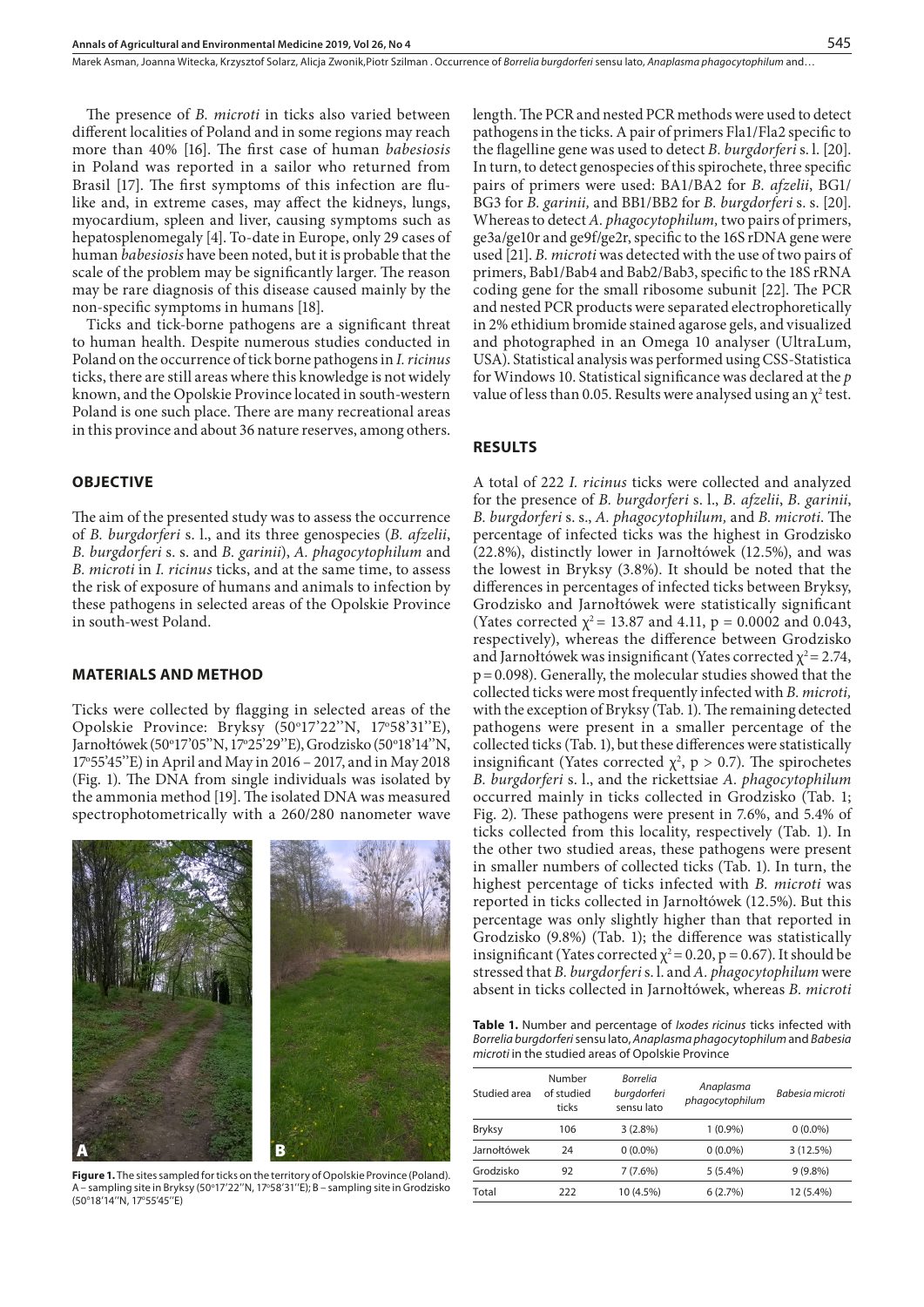The presence of *B. microti* in ticks also varied between different localities of Poland and in some regions may reach more than 40% [16]. The first case of human *babesiosis* in Poland was reported in a sailor who returned from Brasil [17]. The first symptoms of this infection are flu-like and, in extreme cases, may affect the kidneys, lungs, myocardium, spleen and liver, causing symptoms such as hepatosplenomegaly [4]. To-date in Europe, only 29 cases of human *babesiosis* have been noted, but it is probable that the scale of the problem may be significantly larger. The reason may be rare diagnosis of this disease caused mainly by the non-specific symptoms in humans [18].

Ticks and tick-borne pathogens are a significant threat to human health. Despite numerous studies conducted in Poland on the occurrence of tick borne pathogens in *I. ricinus* ticks, there are still areas where this knowledge is not widely known, and the Opolskie Province located in south-western Poland is one such place. There are many recreational areas in this province and about 36 nature reserves, among others.

## OBJECTIVE

The aim of the presented study was to assess the occurrence of *B. burgdorferi* s. l., and its three genospecies (*B. afzelii*, *B. burgdorferi* s. s. and *B. garinii*), *A. phagocytophilum* and *B. microti* in *I. ricinus* ticks, and at the same time, to assess the risk of exposure of humans and animals to infection by these pathogens in selected areas of the Opolskie Province in south-west Poland.

## MATERIALS AND METHOD

Ticks were collected by flagging in selected areas of the Opolskie Province: Bryksy (50°17'22''N, 17°58'31''E), Jarnołtówek (50°17'05''N, 17°25'29''E), Grodzisko (50°18'14''N, 17°55'45''E) in April and May in 2016 – 2017, and in May 2018 (Fig. 1). The DNA from single individuals was isolated by the ammonia method [19]. The isolated DNA was measured spectrophotometrically with a 260/280 nanometer wave length. The PCR and nested PCR methods were used to detect pathogens in the ticks. A pair of primers Fla1/Fla2 specific to the flagelline gene was used to detect *B. burgdorferi* s. l. [20]. In turn, to detect genospecies of this spirochete, three specific pairs of primers were used: BA1/BA2 for *B. afzelii*, BG1/BG3 for *B. garinii,* and BB1/BB2 for *B. burgdorferi* s. s. [20]. Whereas to detect *A. phagocytophilum,* two pairs of primers, ge3a/ge10r and ge9f/ge2r, specific to the 16S rDNA gene were used [21]. *B. microti* was detected with the use of two pairs of primers, Bab1/Bab4 and Bab2/Bab3, specific to the 18S rRNA coding gene for the small ribosome subunit [22]. The PCR and nested PCR products were separated electrophoretically in 2% ethidium bromide stained agarose gels, and visualized and photographed in an Omega 10 analyser (UltraLum, USA). Statistical analysis was performed using CSS-Statistica for Windows 10. Statistical significance was declared at the *p* value of less than 0.05. Results were analysed using an $\chi^2$ test.

**Figure 1.** The sites sampled for ticks on the territory of Opolskie Province (Poland). A – sampling site in Bryksy (50°17'22''N, 17°58'31''E); B – sampling site in Grodzisko (50°18'14''N, 17°55'45''E)

## RESULTS

A total of 222 *I. ricinus* ticks were collected and analyzed for the presence of *B. burgdorferi* s. l., *B. afzelii*, *B. garinii*, *B. burgdorferi* s. s., *A. phagocytophilum,* and *B. microti.* The percentage of infected ticks was the highest in Grodzisko (22.8%), distinctly lower in Jarnołtówek (12.5%), and was the lowest in Bryksy (3.8%). It should be noted that the differences in percentages of infected ticks between Bryksy, Grodzisko and Jarnołtówek were statistically significant (Yates corrected $\chi^2$ = 13.87 and 4.11, p = 0.0002 and 0.043, respectively), whereas the difference between Grodzisko and Jarnołtówek was insignificant (Yates corrected $\chi^2$ = 2.74, p = 0.098). Generally, the molecular studies showed that the collected ticks were most frequently infected with *B. microti,* with the exception of Bryksy (Tab. 1). The remaining detected pathogens were present in a smaller percentage of the collected ticks (Tab. 1), but these differences were statistically insignificant (Yates corrected $\chi^2$, p > 0.7). The spirochetes *B. burgdorferi* s. l., and the rickettsiae *A. phagocytophilum* occurred mainly in ticks collected in Grodzisko (Tab. 1; Fig. 2). These pathogens were present in 7.6%, and 5.4% of ticks collected from this locality, respectively (Tab. 1). In the other two studied areas, these pathogens were present in smaller numbers of collected ticks (Tab. 1). In turn, the highest percentage of ticks infected with *B. microti* was reported in ticks collected in Jarnołtówek (12.5%). But this percentage was only slightly higher than that reported in Grodzisko (9.8%) (Tab. 1); the difference was statistically insignificant (Yates corrected $\chi^2$ = 0.20, p = 0.67). It should be stressed that *B. burgdorferi* s. l. and *A. phagocytophilum* were absent in ticks collected in Jarnołtówek, whereas *B. microti*

**Table 1.** Number and percentage of *Ixodes ricinus* ticks infected with *Borrelia burgdorferi* sensu lato, *Anaplasma phagocytophilum* and *Babesia microti* in the studied areas of Opolskie Province

| Studied area | Number of studied ticks | *Borrelia burgdorferi* sensu lato | *Anaplasma phagocytophilum* | *Babesia microti* |
|---|---|---|---|---|
| Bryksy | 106 | 3 (2.8%) | 1 (0.9%) | 0 (0.0%) |
| Jarnołtówek | 24 | 0 (0.0%) | 0 (0.0%) | 3 (12.5%) |
| Grodzisko | 92 | 7 (7.6%) | 5 (5.4%) | 9 (9.8%) |
| Total | 222 | 10 (4.5%) | 6 (2.7%) | 12 (5.4%) |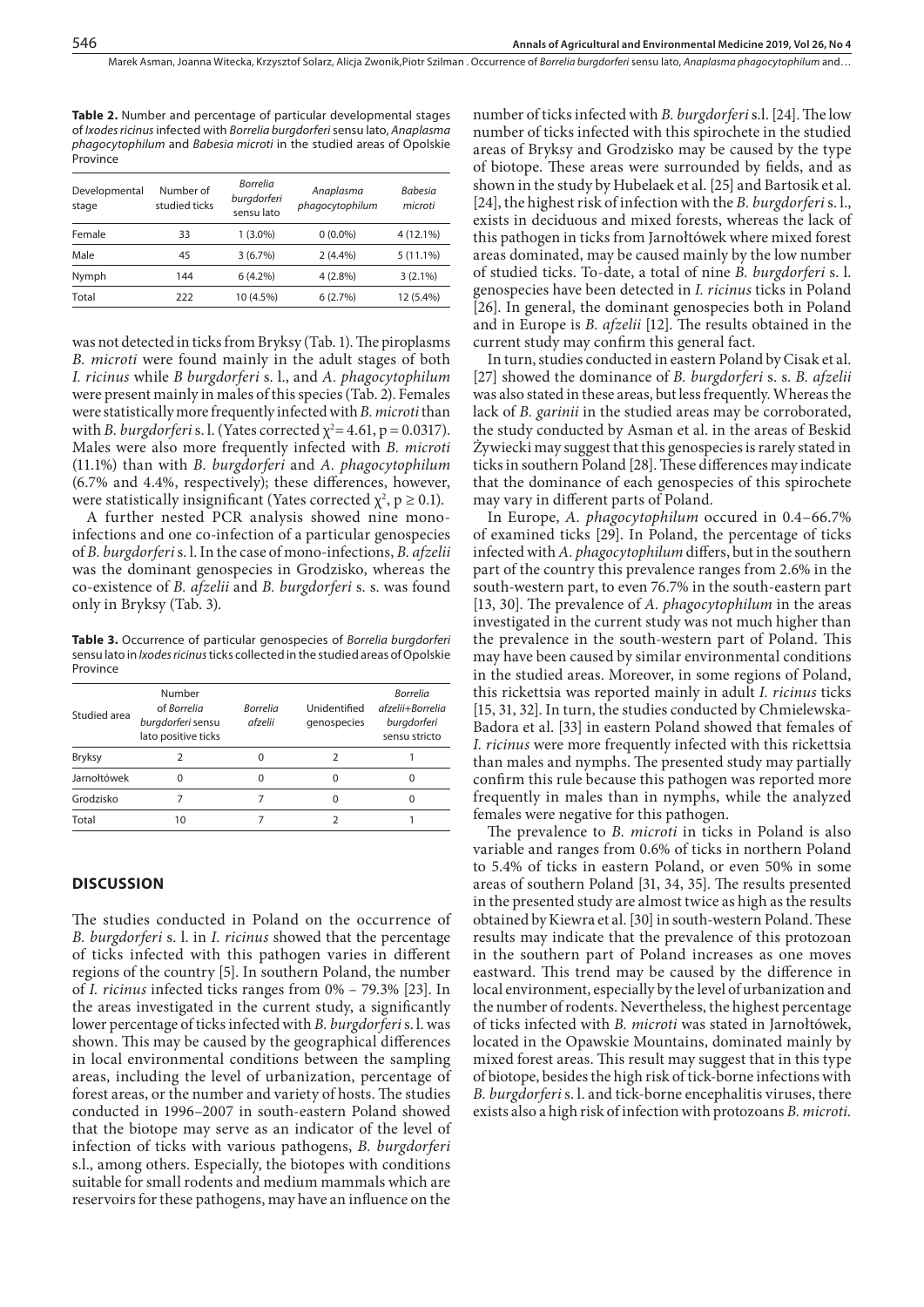**Table 2.** Number and percentage of particular developmental stages of *Ixodes ricinus* infected with *Borrelia burgdorferi* sensu lato, *Anaplasma phagocytophilum* and *Babesia microti* in the studied areas of Opolskie Province

| Developmental stage | Number of studied ticks | *Borrelia burgdorferi* sensu lato | *Anaplasma phagocytophilum* | *Babesia microti* |
|---|---|---|---|---|
| Female | 33 | 1 (3.0%) | 0 (0.0%) | 4 (12.1%) |
| Male | 45 | 3 (6.7%) | 2 (4.4%) | 5 (11.1%) |
| Nymph | 144 | 6 (4.2%) | 4 (2.8%) | 3 (2.1%) |
| Total | 222 | 10 (4.5%) | 6 (2.7%) | 12 (5.4%) |

was not detected in ticks from Bryksy (Tab. 1). The piroplasms *B. microti* were found mainly in the adult stages of both *I. ricinus* while *B burgdorferi* s. l., and *A. phagocytophilum* were present mainly in males of this species (Tab. 2). Females were statistically more frequently infected with *B. microti* than with *B. burgdorferi* s. l. (Yates corrected $\chi^2 = 4.61$, $p = 0.0317$). Males were also more frequently infected with *B. microti* (11.1%) than with *B. burgdorferi* and *A. phagocytophilum* (6.7% and 4.4%, respectively); these differences, however, were statistically insignificant (Yates corrected $\chi^2$, $p \geq 0.1$).

A further nested PCR analysis showed nine mono-infections and one co-infection of a particular genospecies of *B. burgdorferi* s. l. In the case of mono-infections, *B. afzelii* was the dominant genospecies in Grodzisko, whereas the co-existence of *B. afzelii* and *B. burgdorferi* s. s. was found only in Bryksy (Tab. 3).

**Table 3.** Occurrence of particular genospecies of *Borrelia burgdorferi* sensu lato in *Ixodes ricinus* ticks collected in the studied areas of Opolskie Province

| Studied area | Number of *Borrelia burgdorferi* sensu lato positive ticks | *Borrelia afzelii* | Unidentified genospecies | *Borrelia afzelii+Borrelia burgdorferi* sensu stricto |
|---|---|---|---|---|
| Bryksy | 2 | 0 | 2 | 1 |
| Jarnołtówek | 0 | 0 | 0 | 0 |
| Grodzisko | 7 | 7 | 0 | 0 |
| Total | 10 | 7 | 2 | 1 |

## DISCUSSION

The studies conducted in Poland on the occurrence of *B. burgdorferi* s. l. in *I. ricinus* showed that the percentage of ticks infected with this pathogen varies in different regions of the country [5]. In southern Poland, the number of *I. ricinus* infected ticks ranges from 0% – 79.3% [23]. In the areas investigated in the current study, a significantly lower percentage of ticks infected with *B. burgdorferi* s. l. was shown. This may be caused by the geographical differences in local environmental conditions between the sampling areas, including the level of urbanization, percentage of forest areas, or the number and variety of hosts. The studies conducted in 1996–2007 in south-eastern Poland showed that the biotope may serve as an indicator of the level of infection of ticks with various pathogens, *B. burgdorferi* s.l., among others. Especially, the biotopes with conditions suitable for small rodents and medium mammals which are reservoirs for these pathogens, may have an influence on the number of ticks infected with *B. burgdorferi* s.l. [24]. The low number of ticks infected with this spirochete in the studied areas of Bryksy and Grodzisko may be caused by the type of biotope. These areas were surrounded by fields, and as shown in the study by Hubelaek et al. [25] and Bartosik et al. [24], the highest risk of infection with the *B. burgdorferi* s. l., exists in deciduous and mixed forests, whereas the lack of this pathogen in ticks from Jarnołtówek where mixed forest areas dominated, may be caused mainly by the low number of studied ticks. To-date, a total of nine *B. burgdorferi* s. l. genospecies have been detected in *I. ricinus* ticks in Poland [26]. In general, the dominant genospecies both in Poland and in Europe is *B. afzelii* [12]. The results obtained in the current study may confirm this general fact.

In turn, studies conducted in eastern Poland by Cisak et al. [27] showed the dominance of *B. burgdorferi* s. s. *B. afzelii* was also stated in these areas, but less frequently. Whereas the lack of *B. garinii* in the studied areas may be corroborated, the study conducted by Asman et al. in the areas of Beskid Żywiecki may suggest that this genospecies is rarely stated in ticks in southern Poland [28]. These differences may indicate that the dominance of each genospecies of this spirochete may vary in different parts of Poland.

In Europe, *A. phagocytophilum* occured in 0.4–66.7% of examined ticks [29]. In Poland, the percentage of ticks infected with *A. phagocytophilum* differs, but in the southern part of the country this prevalence ranges from 2.6% in the south-western part, to even 76.7% in the south-eastern part [13, 30]. The prevalence of *A. phagocytophilum* in the areas investigated in the current study was not much higher than the prevalence in the south-western part of Poland. This may have been caused by similar environmental conditions in the studied areas. Moreover, in some regions of Poland, this rickettsia was reported mainly in adult *I. ricinus* ticks [15, 31, 32]. In turn, the studies conducted by Chmielewska-Badora et al. [33] in eastern Poland showed that females of *I. ricinus* were more frequently infected with this rickettsia than males and nymphs. The presented study may partially confirm this rule because this pathogen was reported more frequently in males than in nymphs, while the analyzed females were negative for this pathogen.

The prevalence to *B. microti* in ticks in Poland is also variable and ranges from 0.6% of ticks in northern Poland to 5.4% of ticks in eastern Poland, or even 50% in some areas of southern Poland [31, 34, 35]. The results presented in the presented study are almost twice as high as the results obtained by Kiewra et al. [30] in south-western Poland. These results may indicate that the prevalence of this protozoan in the southern part of Poland increases as one moves eastward. This trend may be caused by the difference in local environment, especially by the level of urbanization and the number of rodents. Nevertheless, the highest percentage of ticks infected with *B. microti* was stated in Jarnołtówek, located in the Opawskie Mountains, dominated mainly by mixed forest areas. This result may suggest that in this type of biotope, besides the high risk of tick-borne infections with *B. burgdorferi* s. l. and tick-borne encephalitis viruses, there exists also a high risk of infection with protozoans *B. microti*.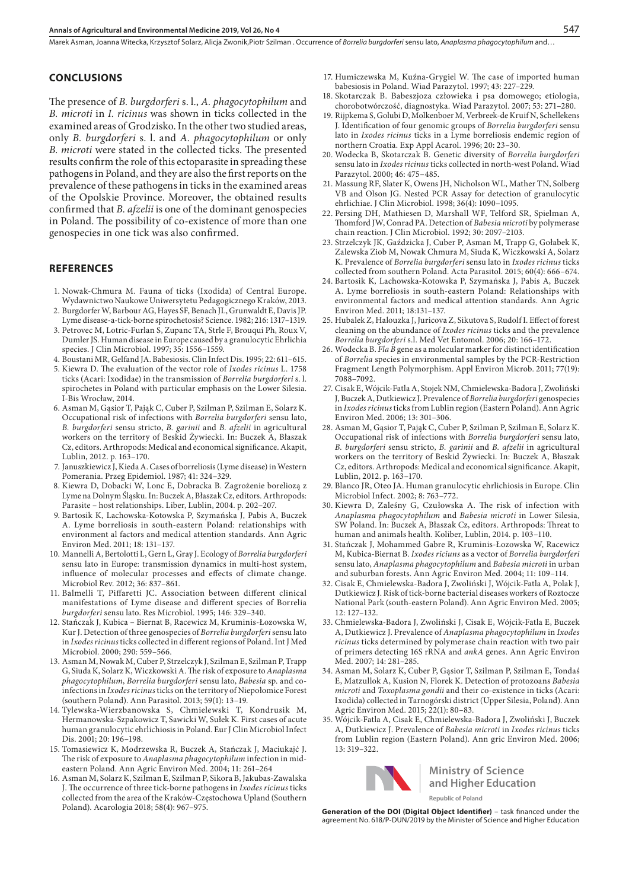## CONCLUSIONS

The presence of *B. burgdorferi* s. l., *A. phagocytophilum* and *B. microti* in *I. ricinus* was shown in ticks collected in the examined areas of Grodzisko. In the other two studied areas, only *B. burgdorferi* s. l. and *A. phagocytophilum* or only *B. microti* were stated in the collected ticks. The presented results confirm the role of this ectoparasite in spreading these pathogens in Poland, and they are also the first reports on the prevalence of these pathogens in ticks in the examined areas of the Opolskie Province. Moreover, the obtained results confirmed that *B. afzelii* is one of the dominant genospecies in Poland. The possibility of co-existence of more than one genospecies in one tick was also confirmed.

## REFERENCES

1. Nowak-Chmura M. Fauna of ticks (Ixodida) of Central Europe. Wydawnictwo Naukowe Uniwersytetu Pedagogicznego Kraków, 2013.
2. Burgdorfer W, Barbour AG, Hayes SF, Benach JL, Grunwaldt E, Davis JP. Lyme disease-a-tick-borne spirochetosis? Science. 1982; 216: 1317–1319.
3. Petrovec M, Lotric-Furlan S, Zupanc TA, Strle F, Brouqui Ph, Roux V, Dumler JS. Human disease in Europe caused by a granulocytic Ehrlichia species. J Clin Microbiol. 1997; 35: 1556–1559.
4. Boustani MR, Gelfand JA. Babesiosis. Clin Infect Dis. 1995; 22: 611–615.
5. Kiewra D. The evaluation of the vector role of *Ixodes ricinus* L. 1758 ticks (Acari: Ixodidae) in the transmission of *Borrelia burgdorferi* s. l. spirochetes in Poland with particular emphasis on the Lower Silesia. I-Bis Wrocław, 2014.
6. Asman M, Gąsior T, Pająk C, Cuber P, Szilman P, Szilman E, Solarz K. Occupational risk of infections with *Borrelia burgdorferi* sensu lato, *B. burgdorferi* sensu stricto, *B. garinii* and *B. afzelii* in agricultural workers on the territory of Beskid Żywiecki. In: Buczek A, Błaszak Cz, editors. Arthropods: Medical and economical significance. Akapit, Lublin, 2012. p. 163–170.
7. Januszkiewicz J, Kieda A. Cases of borreliosis (Lyme disease) in Western Pomerania. Przeg Epidemiol. 1987; 41: 324–329.
8. Kiewra D, Dobacki W, Lonc E, Dobracka B. Zagrożenie boreliozą z Lyme na Dolnym Śląsku. In: Buczek A, Błaszak Cz, editors. Arthropods: Parasite – host relationships. Liber, Lublin, 2004. p. 202–207.
9. Bartosik K, Lachowska-Kotowska P, Szymańska J, Pabis A, Buczek A. Lyme borreliosis in south-eastern Poland: relationships with environment al factors and medical attention standards. Ann Agric Environ Med. 2011; 18: 131–137.
10. Mannelli A, Bertolotti L, Gern L, Gray J. Ecology of *Borrelia burgdorferi* sensu lato in Europe: transmission dynamics in multi-host system, influence of molecular processes and effects of climate change. Microbiol Rev. 2012; 36: 837–861.
11. Balmelli T, Piffaretti JC. Association between different clinical manifestations of Lyme disease and different species of Borrelia *burgdorferi* sensu lato. Res Microbiol. 1995; 146: 329–340.
12. Stańczak J, Kubica – Biernat B, Racewicz M, Kruminis-Łozowska W, Kur J. Detection of three genospecies of *Borrelia burgdorferi* sensu lato in *Ixodes ricinus* ticks collected in different regions of Poland. Int J Med Microbiol. 2000; 290: 559–566.
13. Asman M, Nowak M, Cuber P, Strzelczyk J, Szilman E, Szilman P, Trapp G, Siuda K, Solarz K, Wiczkowski A. The risk of exposure to *Anaplasma phagocytophilum*, *Borrelia burgdorferi* sensu lato, *Babesia* sp. and co-infections in *Ixodes ricinus* ticks on the territory of Niepołomice Forest (southern Poland). Ann Parasitol. 2013; 59(1): 13–19.
14. Tylewska-Wierzbanowska S, Chmielewski T, Kondrusik M, Hermanowska-Szpakowicz T, Sawicki W, Sułek K. First cases of acute human granulocytic ehrlichiosis in Poland. Eur J Clin Microbiol Infect Dis. 2001; 20: 196–198.
15. Tomasiewicz K, Modrzewska R, Buczek A, Stańczak J, Maciukajć J. The risk of exposure to *Anaplasma phagocytophilum* infection in mid-eastern Poland. Ann Agric Environ Med. 2004; 11: 261–264
16. Asman M, Solarz K, Szilman E, Szilman P, Sikora B, Jakubas-Zawalska J. The occurrence of three tick-borne pathogens in *Ixodes ricinus* ticks collected from the area of the Kraków-Częstochowa Upland (Southern Poland). Acarologia 2018; 58(4): 967–975.
17. Humiczewska M, Kuźna-Grygiel W. The case of imported human babesiosis in Poland. Wiad Parazytol. 1997; 43: 227–229.
18. Skotarczak B. Babeszjoza człowieka i psa domowego; etiologia, chorobotwórczość, diagnostyka. Wiad Parazytol. 2007; 53: 271–280.
19. Rijpkema S, Golubi D, Molkenboer M, Verbreek-de Kruif N, Schellekens J. Identification of four genomic groups of *Borrelia burgdorferi* sensu lato in *Ixodes ricinus* ticks in a Lyme borreliosis endemic region of northern Croatia. Exp Appl Acarol. 1996; 20: 23–30.
20. Wodecka B, Skotarczak B. Genetic diversity of *Borrelia burgdorferi* sensu lato in *Ixodes ricinus* ticks collected in north-west Poland. Wiad Parazytol. 2000; 46: 475–485.
21. Massung RF, Slater K, Owens JH, Nicholson WL, Mather TN, Solberg VB and Olson JG. Nested PCR Assay for detection of granulocytic ehrlichiae. J Clin Microbiol. 1998; 36(4): 1090–1095.
22. Persing DH, Mathiesen D, Marshall WF, Telford SR, Spielman A, Thomford JW, Conrad PA. Detection of *Babesia microti* by polymerase chain reaction. J Clin Microbiol. 1992; 30: 2097–2103.
23. Strzelczyk JK, Gaździcka J, Cuber P, Asman M, Trapp G, Gołabek K, Zalewska Ziob M, Nowak Chmura M, Siuda K, Wiczkowski A, Solarz K. Prevalence of *Borrelia burgdorferi* sensu lato in *Ixodes ricinus* ticks collected from southern Poland. Acta Parasitol. 2015; 60(4): 666–674.
24. Bartosik K, Lachowska-Kotowska P, Szymańska J, Pabis A, Buczek A. Lyme borreliosis in south-eastern Poland: Relationships with environmental factors and medical attention standards. Ann Agric Environ Med. 2011; 18:131–137.
25. Hubalek Z, Halouzka J, Juricova Z, Sikutova S, Rudolf I. Effect of forest cleaning on the abundance of *Ixodes ricinus* ticks and the prevalence *Borrelia burgdorferi* s.l. Med Vet Entomol. 2006; 20: 166–172.
26. Wodecka B. *Fla B* gene as a molecular marker for distinct identification of *Borrelia* species in environmental samples by the PCR-Restriction Fragment Length Polymorphism. Appl Environ Microb. 2011; 77(19): 7088–7092.
27. Cisak E, Wójcik-Fatla A, Stojek NM, Chmielewska-Badora J, Zwoliński J, Buczek A, Dutkiewicz J. Prevalence of *Borrelia burgdorferi* genospecies in *Ixodes ricinus* ticks from Lublin region (Eastern Poland). Ann Agric Environ Med. 2006; 13: 301–306.
28. Asman M, Gąsior T, Pająk C, Cuber P, Szilman P, Szilman E, Solarz K. Occupational risk of infections with *Borrelia burgdorferi* sensu lato, *B. burgdorferi* sensu stricto, *B. garinii* and *B. afzelii* in agricultural workers on the territory of Beskid Żywiecki. In: Buczek A, Błaszak Cz, editors. Arthropods: Medical and economical significance. Akapit, Lublin, 2012. p. 163–170.
29. Blanco JR, Oteo JA. Human granulocytic ehrlichiosis in Europe. Clin Microbiol Infect. 2002; 8: 763–772.
30. Kiewra D, Zaleśny G, Czułowska A. The risk of infection with *Anaplasma phagocytophilum* and *Babesia microti* in Lower Silesia, SW Poland. In: Buczek A, Błaszak Cz, editors. Arthropods: Threat to human and animals health. Koliber, Lublin, 2014. p. 103–110.
31. Stańczak J, Mohammed Gabre R, Kruminis-Łozowska W, Racewicz M, Kubica-Biernat B. *Ixodes riciuns* as a vector of *Borrelia burgdorferi* sensu lato, *Anaplasma phagocytophilum* and *Babesia microti* in urban and suburban forests. Ann Agric Environ Med. 2004; 11: 109–114.
32. Cisak E, Chmielewska-Badora J, Zwoliński J, Wójcik-Fatla A, Polak J, Dutkiewicz J. Risk of tick-borne bacterial diseases workers of Roztocze National Park (south-eastern Poland). Ann Agric Environ Med. 2005; 12: 127–132.
33. Chmielewska-Badora J, Zwoliński J, Cisak E, Wójcik-Fatla E, Buczek A, Dutkiewicz J. Prevalence of *Anaplasma phagocytophilum* in *Ixodes ricinus* ticks determined by polymerase chain reaction with two pair of primers detecting 16S rRNA and *ankA* genes. Ann Agric Environ Med. 2007; 14: 281–285.
34. Asman M, Solarz K, Cuber P, Gąsior T, Szilman P, Szilman E, Tondaś E, Matzullok A, Kusion N, Florek K. Detection of protozoans *Babesia microti* and *Toxoplasma gondii* and their co-existence in ticks (Acari: Ixodida) collected in Tarnogórski district (Upper Silesia, Poland). Ann Agric Environ Med. 2015; 22(1): 80–83.
35. Wójcik-Fatla A, Cisak E, Chmielewska-Badora J, Zwoliński J, Buczek A, Dutkiewicz J. Prevalence of *Babesia microti* in *Ixodes ricinus* ticks from Lublin region (Eastern Poland). Ann gric Environ Med. 2006; 13: 319–322.

**Ministry of Science and Higher Education**
Republic of Poland

**Generation of the DOI (Digital Object Identifier)** – task financed under the agreement No. 618/P-DUN/2019 by the Minister of Science and Higher Education